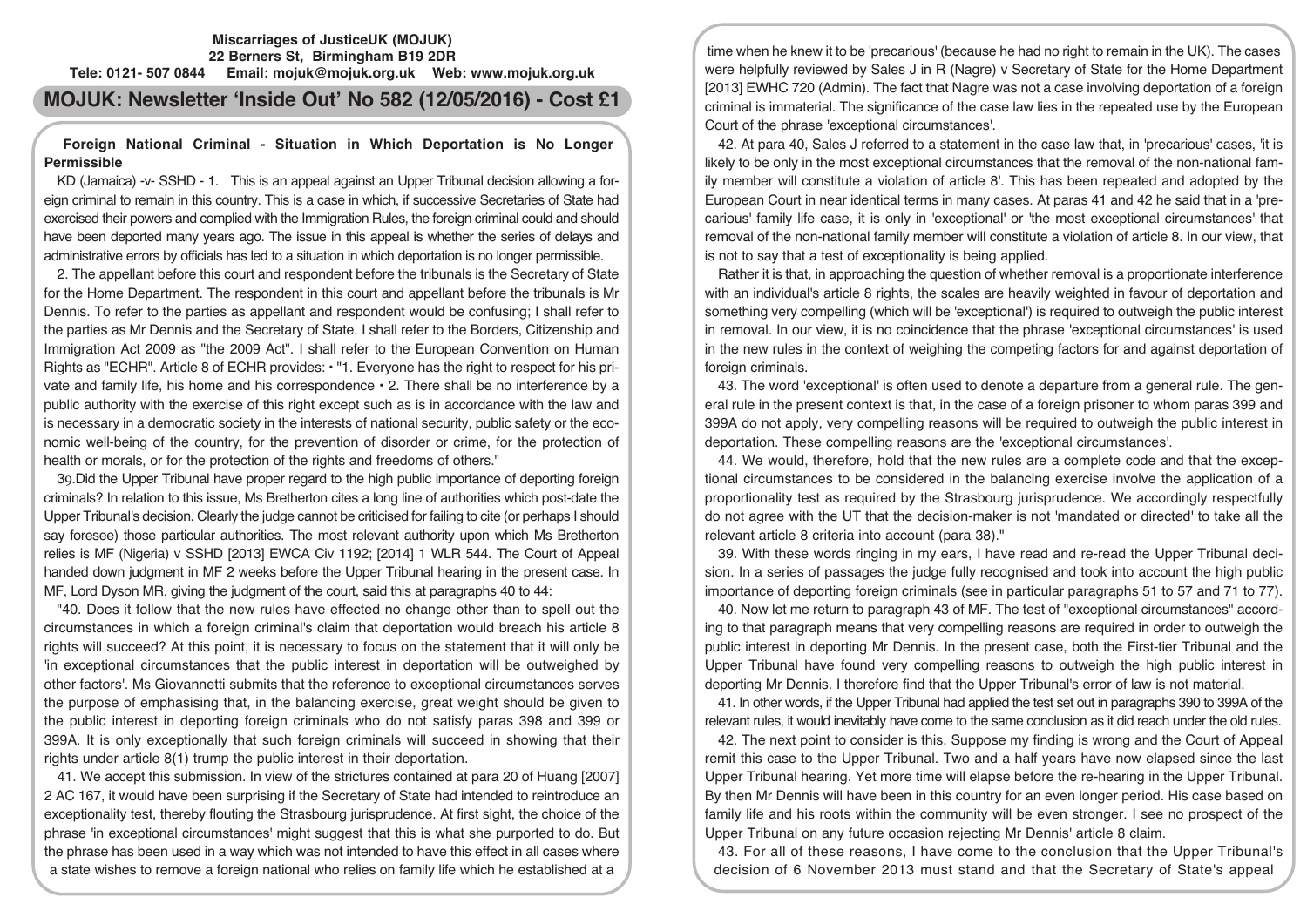**Miscarriages of JusticeUK (MOJUK)**
**22 Berners St, Birmingham B19 2DR**
**Tele: 0121- 507 0844 Email: mojuk@mojuk.org.uk Web: www.mojuk.org.uk**

# MOJUK: Newsletter 'Inside Out' No 582 (12/05/2016) - Cost £1

## Foreign National Criminal - Situation in Which Deportation is No Longer Permissible

KD (Jamaica) -v- SSHD - 1. This is an appeal against an Upper Tribunal decision allowing a foreign criminal to remain in this country. This is a case in which, if successive Secretaries of State had exercised their powers and complied with the Immigration Rules, the foreign criminal could and should have been deported many years ago. The issue in this appeal is whether the series of delays and administrative errors by officials has led to a situation in which deportation is no longer permissible.

2. The appellant before this court and respondent before the tribunals is the Secretary of State for the Home Department. The respondent in this court and appellant before the tribunals is Mr Dennis. To refer to the parties as appellant and respondent would be confusing; I shall refer to the parties as Mr Dennis and the Secretary of State. I shall refer to the Borders, Citizenship and Immigration Act 2009 as "the 2009 Act". I shall refer to the European Convention on Human Rights as "ECHR". Article 8 of ECHR provides: • "1. Everyone has the right to respect for his private and family life, his home and his correspondence • 2. There shall be no interference by a public authority with the exercise of this right except such as is in accordance with the law and is necessary in a democratic society in the interests of national security, public safety or the economic well-being of the country, for the prevention of disorder or crime, for the protection of health or morals, or for the protection of the rights and freedoms of others."

39.Did the Upper Tribunal have proper regard to the high public importance of deporting foreign criminals? In relation to this issue, Ms Bretherton cites a long line of authorities which post-date the Upper Tribunal's decision. Clearly the judge cannot be criticised for failing to cite (or perhaps I should say foresee) those particular authorities. The most relevant authority upon which Ms Bretherton relies is MF (Nigeria) v SSHD [2013] EWCA Civ 1192; [2014] 1 WLR 544. The Court of Appeal handed down judgment in MF 2 weeks before the Upper Tribunal hearing in the present case. In MF, Lord Dyson MR, giving the judgment of the court, said this at paragraphs 40 to 44:

"40. Does it follow that the new rules have effected no change other than to spell out the circumstances in which a foreign criminal's claim that deportation would breach his article 8 rights will succeed? At this point, it is necessary to focus on the statement that it will only be 'in exceptional circumstances that the public interest in deportation will be outweighed by other factors'. Ms Giovannetti submits that the reference to exceptional circumstances serves the purpose of emphasising that, in the balancing exercise, great weight should be given to the public interest in deporting foreign criminals who do not satisfy paras 398 and 399 or 399A. It is only exceptionally that such foreign criminals will succeed in showing that their rights under article 8(1) trump the public interest in their deportation.

41. We accept this submission. In view of the strictures contained at para 20 of Huang [2007] 2 AC 167, it would have been surprising if the Secretary of State had intended to reintroduce an exceptionality test, thereby flouting the Strasbourg jurisprudence. At first sight, the choice of the phrase 'in exceptional circumstances' might suggest that this is what she purported to do. But the phrase has been used in a way which was not intended to have this effect in all cases where a state wishes to remove a foreign national who relies on family life which he established at a time when he knew it to be 'precarious' (because he had no right to remain in the UK). The cases were helpfully reviewed by Sales J in R (Nagre) v Secretary of State for the Home Department [2013] EWHC 720 (Admin). The fact that Nagre was not a case involving deportation of a foreign criminal is immaterial. The significance of the case law lies in the repeated use by the European Court of the phrase 'exceptional circumstances'.

42. At para 40, Sales J referred to a statement in the case law that, in 'precarious' cases, 'it is likely to be only in the most exceptional circumstances that the removal of the non-national family member will constitute a violation of article 8'. This has been repeated and adopted by the European Court in near identical terms in many cases. At paras 41 and 42 he said that in a 'precarious' family life case, it is only in 'exceptional' or 'the most exceptional circumstances' that removal of the non-national family member will constitute a violation of article 8. In our view, that is not to say that a test of exceptionality is being applied.

Rather it is that, in approaching the question of whether removal is a proportionate interference with an individual's article 8 rights, the scales are heavily weighted in favour of deportation and something very compelling (which will be 'exceptional') is required to outweigh the public interest in removal. In our view, it is no coincidence that the phrase 'exceptional circumstances' is used in the new rules in the context of weighing the competing factors for and against deportation of foreign criminals.

43. The word 'exceptional' is often used to denote a departure from a general rule. The general rule in the present context is that, in the case of a foreign prisoner to whom paras 399 and 399A do not apply, very compelling reasons will be required to outweigh the public interest in deportation. These compelling reasons are the 'exceptional circumstances'.

44. We would, therefore, hold that the new rules are a complete code and that the exceptional circumstances to be considered in the balancing exercise involve the application of a proportionality test as required by the Strasbourg jurisprudence. We accordingly respectfully do not agree with the UT that the decision-maker is not 'mandated or directed' to take all the relevant article 8 criteria into account (para 38)."

39. With these words ringing in my ears, I have read and re-read the Upper Tribunal decision. In a series of passages the judge fully recognised and took into account the high public importance of deporting foreign criminals (see in particular paragraphs 51 to 57 and 71 to 77).

40. Now let me return to paragraph 43 of MF. The test of "exceptional circumstances" according to that paragraph means that very compelling reasons are required in order to outweigh the public interest in deporting Mr Dennis. In the present case, both the First-tier Tribunal and the Upper Tribunal have found very compelling reasons to outweigh the high public interest in deporting Mr Dennis. I therefore find that the Upper Tribunal's error of law is not material.

41. In other words, if the Upper Tribunal had applied the test set out in paragraphs 390 to 399A of the relevant rules, it would inevitably have come to the same conclusion as it did reach under the old rules.

42. The next point to consider is this. Suppose my finding is wrong and the Court of Appeal remit this case to the Upper Tribunal. Two and a half years have now elapsed since the last Upper Tribunal hearing. Yet more time will elapse before the re-hearing in the Upper Tribunal. By then Mr Dennis will have been in this country for an even longer period. His case based on family life and his roots within the community will be even stronger. I see no prospect of the Upper Tribunal on any future occasion rejecting Mr Dennis' article 8 claim.

43. For all of these reasons, I have come to the conclusion that the Upper Tribunal's decision of 6 November 2013 must stand and that the Secretary of State's appeal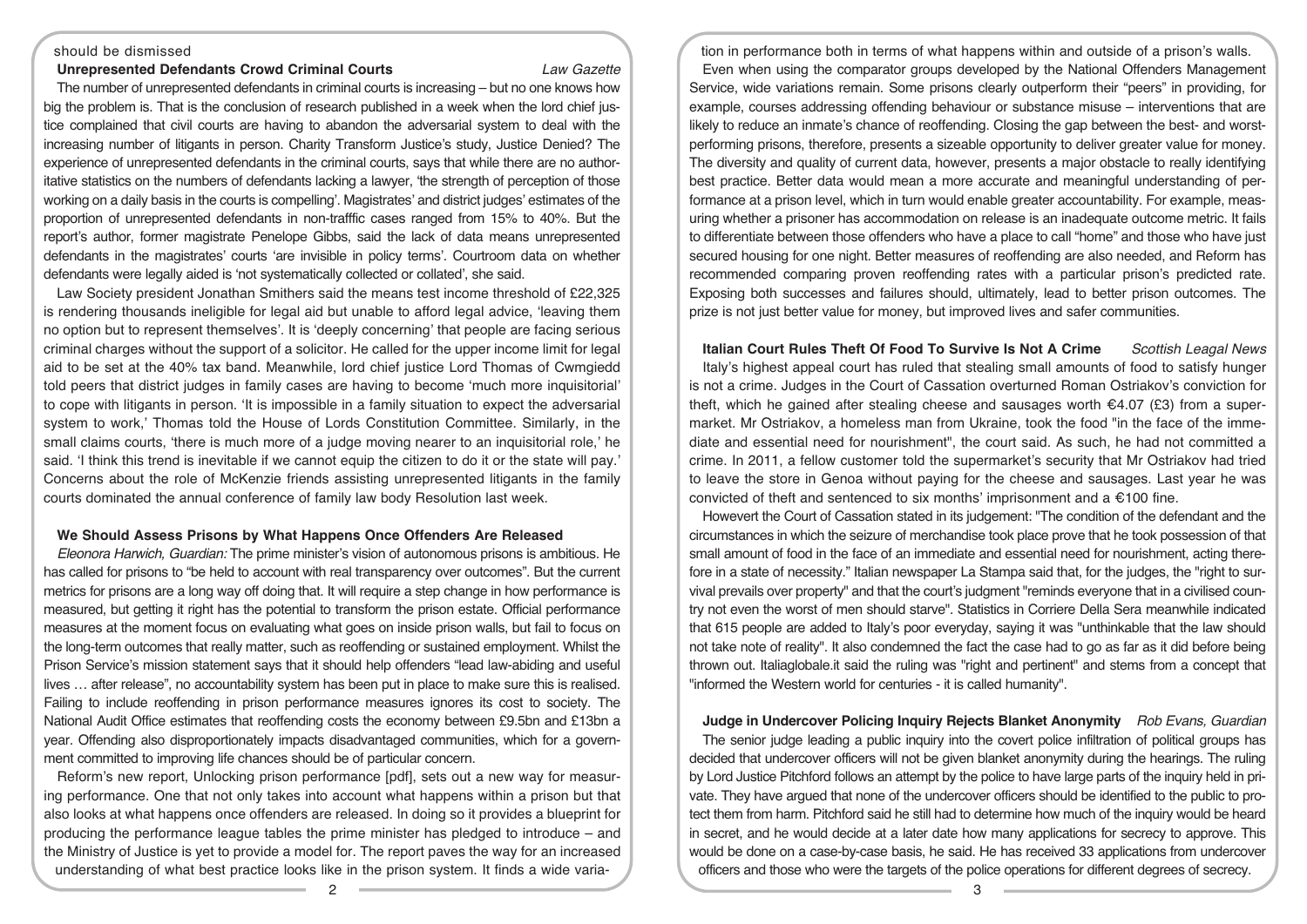should be dismissed

### Unrepresented Defendants Crowd Criminal Courts

*Law Gazette*

The number of unrepresented defendants in criminal courts is increasing – but no one knows how big the problem is. That is the conclusion of research published in a week when the lord chief justice complained that civil courts are having to abandon the adversarial system to deal with the increasing number of litigants in person. Charity Transform Justice's study, Justice Denied? The experience of unrepresented defendants in the criminal courts, says that while there are no authoritative statistics on the numbers of defendants lacking a lawyer, 'the strength of perception of those working on a daily basis in the courts is compelling'. Magistrates' and district judges' estimates of the proportion of unrepresented defendants in non-trafffic cases ranged from 15% to 40%. But the report's author, former magistrate Penelope Gibbs, said the lack of data means unrepresented defendants in the magistrates' courts 'are invisible in policy terms'. Courtroom data on whether defendants were legally aided is 'not systematically collected or collated', she said.

Law Society president Jonathan Smithers said the means test income threshold of £22,325 is rendering thousands ineligible for legal aid but unable to afford legal advice, 'leaving them no option but to represent themselves'. It is 'deeply concerning' that people are facing serious criminal charges without the support of a solicitor. He called for the upper income limit for legal aid to be set at the 40% tax band. Meanwhile, lord chief justice Lord Thomas of Cwmgiedd told peers that district judges in family cases are having to become 'much more inquisitorial' to cope with litigants in person. 'It is impossible in a family situation to expect the adversarial system to work,' Thomas told the House of Lords Constitution Committee. Similarly, in the small claims courts, 'there is much more of a judge moving nearer to an inquisitorial role,' he said. 'I think this trend is inevitable if we cannot equip the citizen to do it or the state will pay.' Concerns about the role of McKenzie friends assisting unrepresented litigants in the family courts dominated the annual conference of family law body Resolution last week.

### We Should Assess Prisons by What Happens Once Offenders Are Released

*Eleonora Harwich, Guardian:* The prime minister's vision of autonomous prisons is ambitious. He has called for prisons to "be held to account with real transparency over outcomes". But the current metrics for prisons are a long way off doing that. It will require a step change in how performance is measured, but getting it right has the potential to transform the prison estate. Official performance measures at the moment focus on evaluating what goes on inside prison walls, but fail to focus on the long-term outcomes that really matter, such as reoffending or sustained employment. Whilst the Prison Service's mission statement says that it should help offenders "lead law-abiding and useful lives … after release", no accountability system has been put in place to make sure this is realised. Failing to include reoffending in prison performance measures ignores its cost to society. The National Audit Office estimates that reoffending costs the economy between £9.5bn and £13bn a year. Offending also disproportionately impacts disadvantaged communities, which for a government committed to improving life chances should be of particular concern.

Reform's new report, Unlocking prison performance [pdf], sets out a new way for measuring performance. One that not only takes into account what happens within a prison but that also looks at what happens once offenders are released. In doing so it provides a blueprint for producing the performance league tables the prime minister has pledged to introduce – and the Ministry of Justice is yet to provide a model for. The report paves the way for an increased understanding of what best practice looks like in the prison system. It finds a wide variation in performance both in terms of what happens within and outside of a prison's walls.

Even when using the comparator groups developed by the National Offenders Management Service, wide variations remain. Some prisons clearly outperform their "peers" in providing, for example, courses addressing offending behaviour or substance misuse – interventions that are likely to reduce an inmate's chance of reoffending. Closing the gap between the best- and worst-performing prisons, therefore, presents a sizeable opportunity to deliver greater value for money. The diversity and quality of current data, however, presents a major obstacle to really identifying best practice. Better data would mean a more accurate and meaningful understanding of performance at a prison level, which in turn would enable greater accountability. For example, measuring whether a prisoner has accommodation on release is an inadequate outcome metric. It fails to differentiate between those offenders who have a place to call "home" and those who have just secured housing for one night. Better measures of reoffending are also needed, and Reform has recommended comparing proven reoffending rates with a particular prison's predicted rate. Exposing both successes and failures should, ultimately, lead to better prison outcomes. The prize is not just better value for money, but improved lives and safer communities.

### Italian Court Rules Theft Of Food To Survive Is Not A Crime

*Scottish Leagal News*

Italy's highest appeal court has ruled that stealing small amounts of food to satisfy hunger is not a crime. Judges in the Court of Cassation overturned Roman Ostriakov's conviction for theft, which he gained after stealing cheese and sausages worth €4.07 (£3) from a supermarket. Mr Ostriakov, a homeless man from Ukraine, took the food "in the face of the immediate and essential need for nourishment", the court said. As such, he had not committed a crime. In 2011, a fellow customer told the supermarket's security that Mr Ostriakov had tried to leave the store in Genoa without paying for the cheese and sausages. Last year he was convicted of theft and sentenced to six months' imprisonment and a €100 fine.

Howevert the Court of Cassation stated in its judgement: "The condition of the defendant and the circumstances in which the seizure of merchandise took place prove that he took possession of that small amount of food in the face of an immediate and essential need for nourishment, acting therefore in a state of necessity." Italian newspaper La Stampa said that, for the judges, the "right to survival prevails over property" and that the court's judgment "reminds everyone that in a civilised country not even the worst of men should starve". Statistics in Corriere Della Sera meanwhile indicated that 615 people are added to Italy's poor everyday, saying it was "unthinkable that the law should not take note of reality". It also condemned the fact the case had to go as far as it did before being thrown out. Italiaglobale.it said the ruling was "right and pertinent" and stems from a concept that "informed the Western world for centuries - it is called humanity".

### Judge in Undercover Policing Inquiry Rejects Blanket Anonymity

*Rob Evans, Guardian*

The senior judge leading a public inquiry into the covert police infiltration of political groups has decided that undercover officers will not be given blanket anonymity during the hearings. The ruling by Lord Justice Pitchford follows an attempt by the police to have large parts of the inquiry held in private. They have argued that none of the undercover officers should be identified to the public to protect them from harm. Pitchford said he still had to determine how much of the inquiry would be heard in secret, and he would decide at a later date how many applications for secrecy to approve. This would be done on a case-by-case basis, he said. He has received 33 applications from undercover officers and those who were the targets of the police operations for different degrees of secrecy.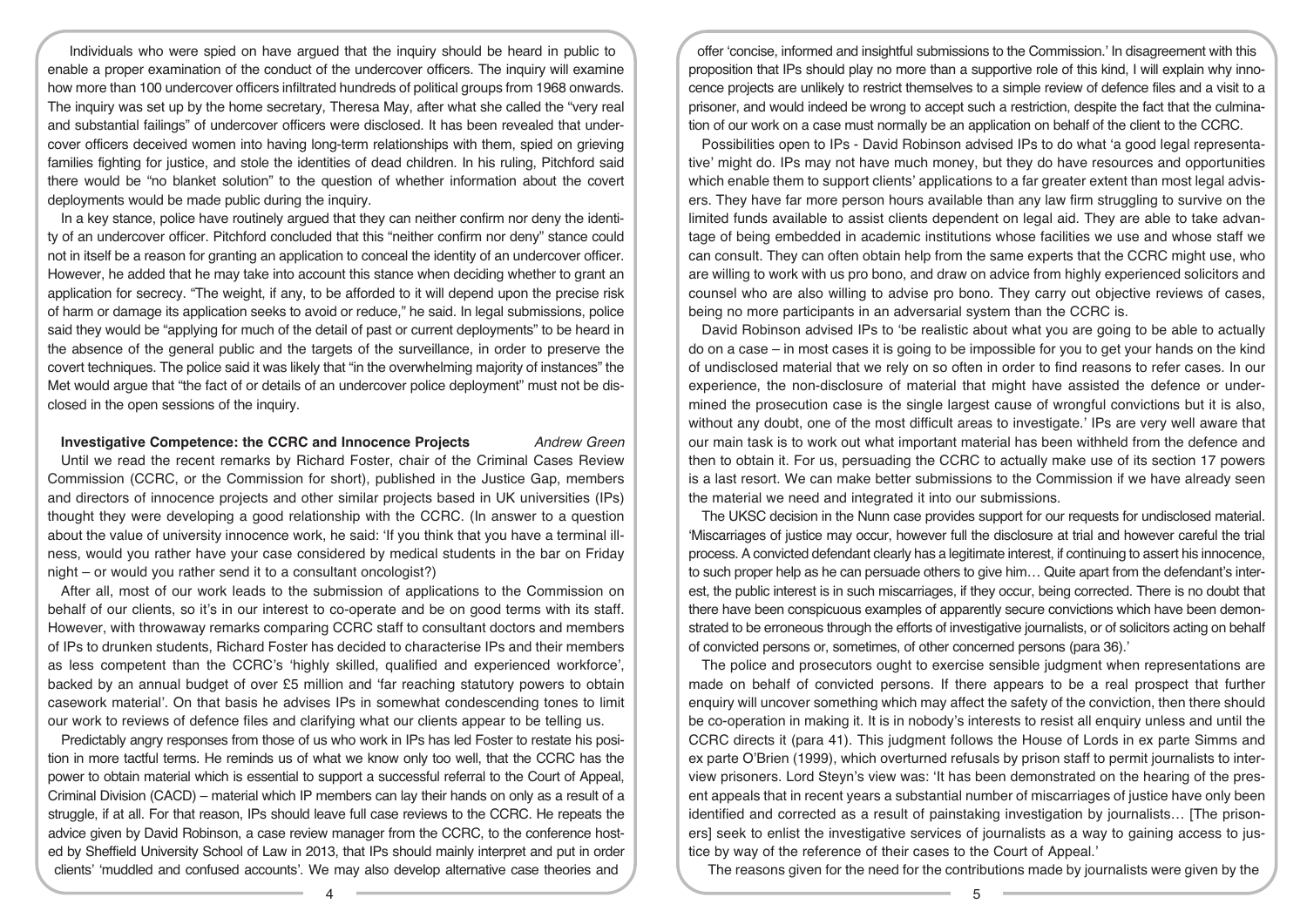Individuals who were spied on have argued that the inquiry should be heard in public to enable a proper examination of the conduct of the undercover officers. The inquiry will examine how more than 100 undercover officers infiltrated hundreds of political groups from 1968 onwards. The inquiry was set up by the home secretary, Theresa May, after what she called the "very real and substantial failings" of undercover officers were disclosed. It has been revealed that undercover officers deceived women into having long-term relationships with them, spied on grieving families fighting for justice, and stole the identities of dead children. In his ruling, Pitchford said there would be "no blanket solution" to the question of whether information about the covert deployments would be made public during the inquiry.

In a key stance, police have routinely argued that they can neither confirm nor deny the identity of an undercover officer. Pitchford concluded that this "neither confirm nor deny" stance could not in itself be a reason for granting an application to conceal the identity of an undercover officer. However, he added that he may take into account this stance when deciding whether to grant an application for secrecy. "The weight, if any, to be afforded to it will depend upon the precise risk of harm or damage its application seeks to avoid or reduce," he said. In legal submissions, police said they would be "applying for much of the detail of past or current deployments" to be heard in the absence of the general public and the targets of the surveillance, in order to preserve the covert techniques. The police said it was likely that "in the overwhelming majority of instances" the Met would argue that "the fact of or details of an undercover police deployment" must not be disclosed in the open sessions of the inquiry.

## Investigative Competence: the CCRC and Innocence Projects

*Andrew Green*

Until we read the recent remarks by Richard Foster, chair of the Criminal Cases Review Commission (CCRC, or the Commission for short), published in the Justice Gap, members and directors of innocence projects and other similar projects based in UK universities (IPs) thought they were developing a good relationship with the CCRC. (In answer to a question about the value of university innocence work, he said: 'If you think that you have a terminal illness, would you rather have your case considered by medical students in the bar on Friday night – or would you rather send it to a consultant oncologist?)

After all, most of our work leads to the submission of applications to the Commission on behalf of our clients, so it's in our interest to co-operate and be on good terms with its staff. However, with throwaway remarks comparing CCRC staff to consultant doctors and members of IPs to drunken students, Richard Foster has decided to characterise IPs and their members as less competent than the CCRC's 'highly skilled, qualified and experienced workforce', backed by an annual budget of over £5 million and 'far reaching statutory powers to obtain casework material'. On that basis he advises IPs in somewhat condescending tones to limit our work to reviews of defence files and clarifying what our clients appear to be telling us.

Predictably angry responses from those of us who work in IPs has led Foster to restate his position in more tactful terms. He reminds us of what we know only too well, that the CCRC has the power to obtain material which is essential to support a successful referral to the Court of Appeal, Criminal Division (CACD) – material which IP members can lay their hands on only as a result of a struggle, if at all. For that reason, IPs should leave full case reviews to the CCRC. He repeats the advice given by David Robinson, a case review manager from the CCRC, to the conference hosted by Sheffield University School of Law in 2013, that IPs should mainly interpret and put in order clients' 'muddled and confused accounts'. We may also develop alternative case theories and offer 'concise, informed and insightful submissions to the Commission.' In disagreement with this proposition that IPs should play no more than a supportive role of this kind, I will explain why innocence projects are unlikely to restrict themselves to a simple review of defence files and a visit to a prisoner, and would indeed be wrong to accept such a restriction, despite the fact that the culmination of our work on a case must normally be an application on behalf of the client to the CCRC.

Possibilities open to IPs - David Robinson advised IPs to do what 'a good legal representative' might do. IPs may not have much money, but they do have resources and opportunities which enable them to support clients' applications to a far greater extent than most legal advisers. They have far more person hours available than any law firm struggling to survive on the limited funds available to assist clients dependent on legal aid. They are able to take advantage of being embedded in academic institutions whose facilities we use and whose staff we can consult. They can often obtain help from the same experts that the CCRC might use, who are willing to work with us pro bono, and draw on advice from highly experienced solicitors and counsel who are also willing to advise pro bono. They carry out objective reviews of cases, being no more participants in an adversarial system than the CCRC is.

David Robinson advised IPs to 'be realistic about what you are going to be able to actually do on a case – in most cases it is going to be impossible for you to get your hands on the kind of undisclosed material that we rely on so often in order to find reasons to refer cases. In our experience, the non-disclosure of material that might have assisted the defence or undermined the prosecution case is the single largest cause of wrongful convictions but it is also, without any doubt, one of the most difficult areas to investigate.' IPs are very well aware that our main task is to work out what important material has been withheld from the defence and then to obtain it. For us, persuading the CCRC to actually make use of its section 17 powers is a last resort. We can make better submissions to the Commission if we have already seen the material we need and integrated it into our submissions.

The UKSC decision in the Nunn case provides support for our requests for undisclosed material. 'Miscarriages of justice may occur, however full the disclosure at trial and however careful the trial process. A convicted defendant clearly has a legitimate interest, if continuing to assert his innocence, to such proper help as he can persuade others to give him… Quite apart from the defendant's interest, the public interest is in such miscarriages, if they occur, being corrected. There is no doubt that there have been conspicuous examples of apparently secure convictions which have been demonstrated to be erroneous through the efforts of investigative journalists, or of solicitors acting on behalf of convicted persons or, sometimes, of other concerned persons (para 36).'

The police and prosecutors ought to exercise sensible judgment when representations are made on behalf of convicted persons. If there appears to be a real prospect that further enquiry will uncover something which may affect the safety of the conviction, then there should be co-operation in making it. It is in nobody's interests to resist all enquiry unless and until the CCRC directs it (para 41). This judgment follows the House of Lords in ex parte Simms and ex parte O'Brien (1999), which overturned refusals by prison staff to permit journalists to interview prisoners. Lord Steyn's view was: 'It has been demonstrated on the hearing of the present appeals that in recent years a substantial number of miscarriages of justice have only been identified and corrected as a result of painstaking investigation by journalists… [The prisoners] seek to enlist the investigative services of journalists as a way to gaining access to justice by way of the reference of their cases to the Court of Appeal.'

The reasons given for the need for the contributions made by journalists were given by the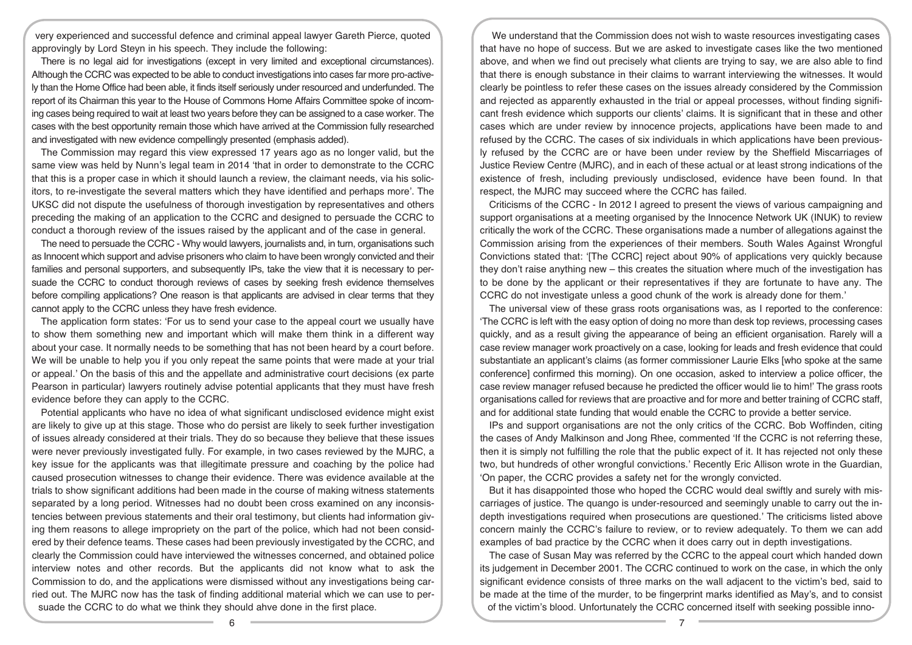very experienced and successful defence and criminal appeal lawyer Gareth Pierce, quoted approvingly by Lord Steyn in his speech. They include the following:

There is no legal aid for investigations (except in very limited and exceptional circumstances). Although the CCRC was expected to be able to conduct investigations into cases far more pro-actively than the Home Office had been able, it finds itself seriously under resourced and underfunded. The report of its Chairman this year to the House of Commons Home Affairs Committee spoke of incoming cases being required to wait at least two years before they can be assigned to a case worker. The cases with the best opportunity remain those which have arrived at the Commission fully researched and investigated with new evidence compellingly presented (emphasis added).

The Commission may regard this view expressed 17 years ago as no longer valid, but the same view was held by Nunn's legal team in 2014 'that in order to demonstrate to the CCRC that this is a proper case in which it should launch a review, the claimant needs, via his solicitors, to re-investigate the several matters which they have identified and perhaps more'. The UKSC did not dispute the usefulness of thorough investigation by representatives and others preceding the making of an application to the CCRC and designed to persuade the CCRC to conduct a thorough review of the issues raised by the applicant and of the case in general.

The need to persuade the CCRC - Why would lawyers, journalists and, in turn, organisations such as Innocent which support and advise prisoners who claim to have been wrongly convicted and their families and personal supporters, and subsequently IPs, take the view that it is necessary to persuade the CCRC to conduct thorough reviews of cases by seeking fresh evidence themselves before compiling applications? One reason is that applicants are advised in clear terms that they cannot apply to the CCRC unless they have fresh evidence.

The application form states: 'For us to send your case to the appeal court we usually have to show them something new and important which will make them think in a different way about your case. It normally needs to be something that has not been heard by a court before. We will be unable to help you if you only repeat the same points that were made at your trial or appeal.' On the basis of this and the appellate and administrative court decisions (ex parte Pearson in particular) lawyers routinely advise potential applicants that they must have fresh evidence before they can apply to the CCRC.

Potential applicants who have no idea of what significant undisclosed evidence might exist are likely to give up at this stage. Those who do persist are likely to seek further investigation of issues already considered at their trials. They do so because they believe that these issues were never previously investigated fully. For example, in two cases reviewed by the MJRC, a key issue for the applicants was that illegitimate pressure and coaching by the police had caused prosecution witnesses to change their evidence. There was evidence available at the trials to show significant additions had been made in the course of making witness statements separated by a long period. Witnesses had no doubt been cross examined on any inconsistencies between previous statements and their oral testimony, but clients had information giving them reasons to allege impropriety on the part of the police, which had not been considered by their defence teams. These cases had been previously investigated by the CCRC, and clearly the Commission could have interviewed the witnesses concerned, and obtained police interview notes and other records. But the applicants did not know what to ask the Commission to do, and the applications were dismissed without any investigations being carried out. The MJRC now has the task of finding additional material which we can use to persuade the CCRC to do what we think they should ahve done in the first place.

We understand that the Commission does not wish to waste resources investigating cases that have no hope of success. But we are asked to investigate cases like the two mentioned above, and when we find out precisely what clients are trying to say, we are also able to find that there is enough substance in their claims to warrant interviewing the witnesses. It would clearly be pointless to refer these cases on the issues already considered by the Commission and rejected as apparently exhausted in the trial or appeal processes, without finding significant fresh evidence which supports our clients' claims. It is significant that in these and other cases which are under review by innocence projects, applications have been made to and refused by the CCRC. The cases of six individuals in which applications have been previously refused by the CCRC are or have been under review by the Sheffield Miscarriages of Justice Review Centre (MJRC), and in each of these actual or at least strong indications of the existence of fresh, including previously undisclosed, evidence have been found. In that respect, the MJRC may succeed where the CCRC has failed.

Criticisms of the CCRC - In 2012 I agreed to present the views of various campaigning and support organisations at a meeting organised by the Innocence Network UK (INUK) to review critically the work of the CCRC. These organisations made a number of allegations against the Commission arising from the experiences of their members. South Wales Against Wrongful Convictions stated that: '[The CCRC] reject about 90% of applications very quickly because they don't raise anything new – this creates the situation where much of the investigation has to be done by the applicant or their representatives if they are fortunate to have any. The CCRC do not investigate unless a good chunk of the work is already done for them.'

The universal view of these grass roots organisations was, as I reported to the conference: 'The CCRC is left with the easy option of doing no more than desk top reviews, processing cases quickly, and as a result giving the appearance of being an efficient organisation. Rarely will a case review manager work proactively on a case, looking for leads and fresh evidence that could substantiate an applicant's claims (as former commissioner Laurie Elks [who spoke at the same conference] confirmed this morning). On one occasion, asked to interview a police officer, the case review manager refused because he predicted the officer would lie to him!' The grass roots organisations called for reviews that are proactive and for more and better training of CCRC staff, and for additional state funding that would enable the CCRC to provide a better service.

IPs and support organisations are not the only critics of the CCRC. Bob Woffinden, citing the cases of Andy Malkinson and Jong Rhee, commented 'If the CCRC is not referring these, then it is simply not fulfilling the role that the public expect of it. It has rejected not only these two, but hundreds of other wrongful convictions.' Recently Eric Allison wrote in the Guardian, 'On paper, the CCRC provides a safety net for the wrongly convicted.

But it has disappointed those who hoped the CCRC would deal swiftly and surely with miscarriages of justice. The quango is under-resourced and seemingly unable to carry out the in-depth investigations required when prosecutions are questioned.' The criticisms listed above concern mainly the CCRC's failure to review, or to review adequately. To them we can add examples of bad practice by the CCRC when it does carry out in depth investigations.

The case of Susan May was referred by the CCRC to the appeal court which handed down its judgement in December 2001. The CCRC continued to work on the case, in which the only significant evidence consists of three marks on the wall adjacent to the victim's bed, said to be made at the time of the murder, to be fingerprint marks identified as May's, and to consist of the victim's blood. Unfortunately the CCRC concerned itself with seeking possible inno-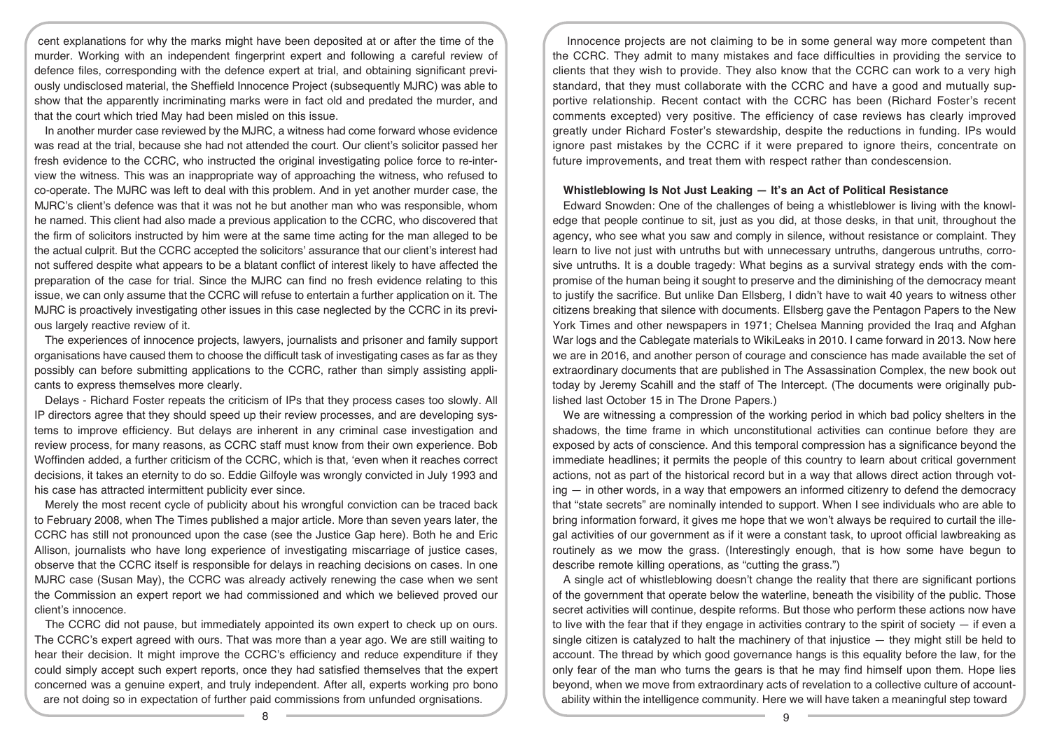cent explanations for why the marks might have been deposited at or after the time of the murder. Working with an independent fingerprint expert and following a careful review of defence files, corresponding with the defence expert at trial, and obtaining significant previously undisclosed material, the Sheffield Innocence Project (subsequently MJRC) was able to show that the apparently incriminating marks were in fact old and predated the murder, and that the court which tried May had been misled on this issue.

In another murder case reviewed by the MJRC, a witness had come forward whose evidence was read at the trial, because she had not attended the court. Our client's solicitor passed her fresh evidence to the CCRC, who instructed the original investigating police force to re-interview the witness. This was an inappropriate way of approaching the witness, who refused to co-operate. The MJRC was left to deal with this problem. And in yet another murder case, the MJRC's client's defence was that it was not he but another man who was responsible, whom he named. This client had also made a previous application to the CCRC, who discovered that the firm of solicitors instructed by him were at the same time acting for the man alleged to be the actual culprit. But the CCRC accepted the solicitors' assurance that our client's interest had not suffered despite what appears to be a blatant conflict of interest likely to have affected the preparation of the case for trial. Since the MJRC can find no fresh evidence relating to this issue, we can only assume that the CCRC will refuse to entertain a further application on it. The MJRC is proactively investigating other issues in this case neglected by the CCRC in its previous largely reactive review of it.

The experiences of innocence projects, lawyers, journalists and prisoner and family support organisations have caused them to choose the difficult task of investigating cases as far as they possibly can before submitting applications to the CCRC, rather than simply assisting applicants to express themselves more clearly.

Delays - Richard Foster repeats the criticism of IPs that they process cases too slowly. All IP directors agree that they should speed up their review processes, and are developing systems to improve efficiency. But delays are inherent in any criminal case investigation and review process, for many reasons, as CCRC staff must know from their own experience. Bob Woffinden added, a further criticism of the CCRC, which is that, 'even when it reaches correct decisions, it takes an eternity to do so. Eddie Gilfoyle was wrongly convicted in July 1993 and his case has attracted intermittent publicity ever since.

Merely the most recent cycle of publicity about his wrongful conviction can be traced back to February 2008, when The Times published a major article. More than seven years later, the CCRC has still not pronounced upon the case (see the Justice Gap here). Both he and Eric Allison, journalists who have long experience of investigating miscarriage of justice cases, observe that the CCRC itself is responsible for delays in reaching decisions on cases. In one MJRC case (Susan May), the CCRC was already actively renewing the case when we sent the Commission an expert report we had commissioned and which we believed proved our client's innocence.

The CCRC did not pause, but immediately appointed its own expert to check up on ours. The CCRC's expert agreed with ours. That was more than a year ago. We are still waiting to hear their decision. It might improve the CCRC's efficiency and reduce expenditure if they could simply accept such expert reports, once they had satisfied themselves that the expert concerned was a genuine expert, and truly independent. After all, experts working pro bono are not doing so in expectation of further paid commissions from unfunded orgnisations.

Innocence projects are not claiming to be in some general way more competent than the CCRC. They admit to many mistakes and face difficulties in providing the service to clients that they wish to provide. They also know that the CCRC can work to a very high standard, that they must collaborate with the CCRC and have a good and mutually supportive relationship. Recent contact with the CCRC has been (Richard Foster's recent comments excepted) very positive. The efficiency of case reviews has clearly improved greatly under Richard Foster's stewardship, despite the reductions in funding. IPs would ignore past mistakes by the CCRC if it were prepared to ignore theirs, concentrate on future improvements, and treat them with respect rather than condescension.

### Whistleblowing Is Not Just Leaking — It's an Act of Political Resistance

Edward Snowden: One of the challenges of being a whistleblower is living with the knowledge that people continue to sit, just as you did, at those desks, in that unit, throughout the agency, who see what you saw and comply in silence, without resistance or complaint. They learn to live not just with untruths but with unnecessary untruths, dangerous untruths, corrosive untruths. It is a double tragedy: What begins as a survival strategy ends with the compromise of the human being it sought to preserve and the diminishing of the democracy meant to justify the sacrifice. But unlike Dan Ellsberg, I didn't have to wait 40 years to witness other citizens breaking that silence with documents. Ellsberg gave the Pentagon Papers to the New York Times and other newspapers in 1971; Chelsea Manning provided the Iraq and Afghan War logs and the Cablegate materials to WikiLeaks in 2010. I came forward in 2013. Now here we are in 2016, and another person of courage and conscience has made available the set of extraordinary documents that are published in The Assassination Complex, the new book out today by Jeremy Scahill and the staff of The Intercept. (The documents were originally published last October 15 in The Drone Papers.)

We are witnessing a compression of the working period in which bad policy shelters in the shadows, the time frame in which unconstitutional activities can continue before they are exposed by acts of conscience. And this temporal compression has a significance beyond the immediate headlines; it permits the people of this country to learn about critical government actions, not as part of the historical record but in a way that allows direct action through voting — in other words, in a way that empowers an informed citizenry to defend the democracy that "state secrets" are nominally intended to support. When I see individuals who are able to bring information forward, it gives me hope that we won't always be required to curtail the illegal activities of our government as if it were a constant task, to uproot official lawbreaking as routinely as we mow the grass. (Interestingly enough, that is how some have begun to describe remote killing operations, as "cutting the grass.")

A single act of whistleblowing doesn't change the reality that there are significant portions of the government that operate below the waterline, beneath the visibility of the public. Those secret activities will continue, despite reforms. But those who perform these actions now have to live with the fear that if they engage in activities contrary to the spirit of society — if even a single citizen is catalyzed to halt the machinery of that injustice — they might still be held to account. The thread by which good governance hangs is this equality before the law, for the only fear of the man who turns the gears is that he may find himself upon them. Hope lies beyond, when we move from extraordinary acts of revelation to a collective culture of accountability within the intelligence community. Here we will have taken a meaningful step toward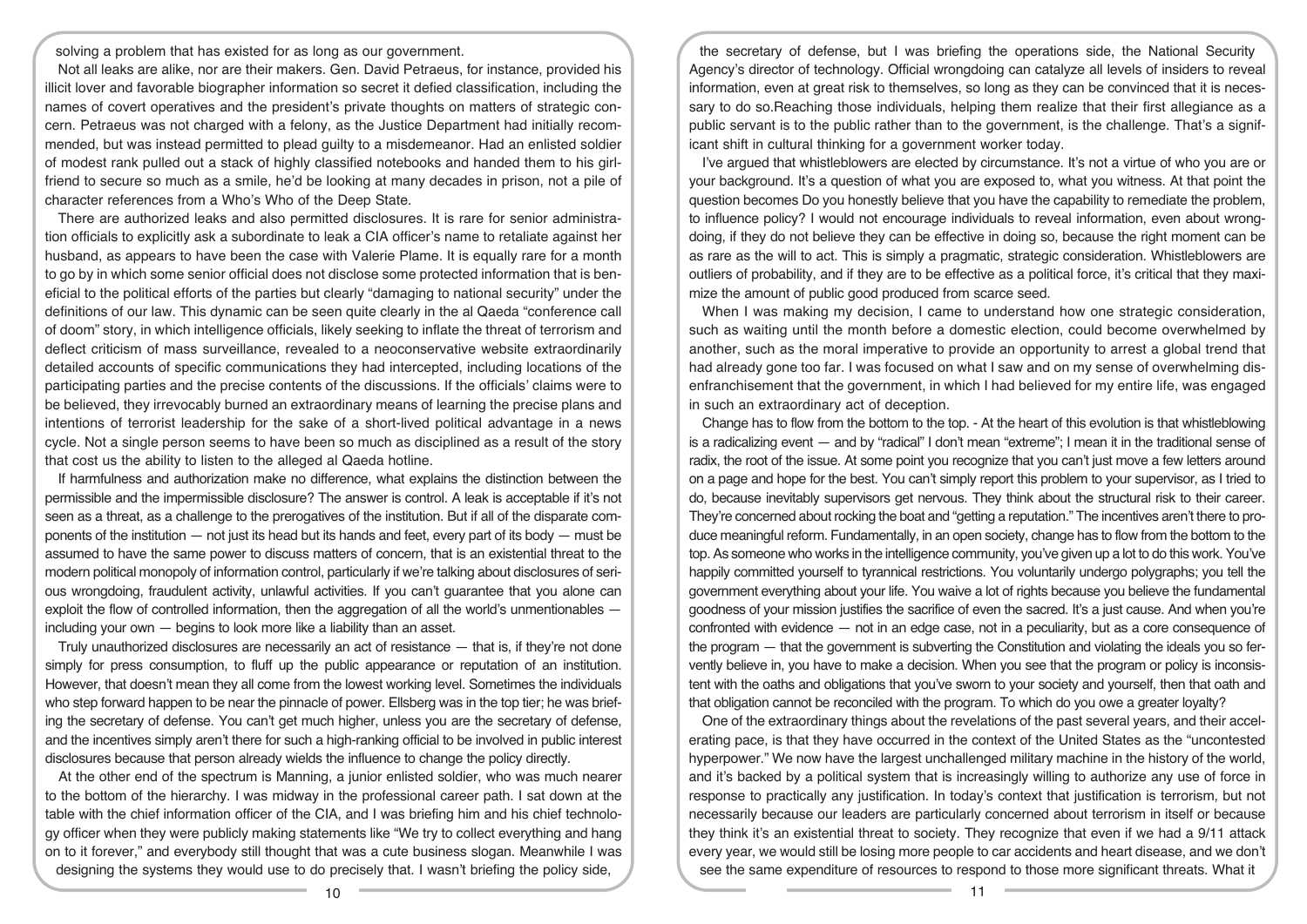solving a problem that has existed for as long as our government.

Not all leaks are alike, nor are their makers. Gen. David Petraeus, for instance, provided his illicit lover and favorable biographer information so secret it defied classification, including the names of covert operatives and the president's private thoughts on matters of strategic concern. Petraeus was not charged with a felony, as the Justice Department had initially recommended, but was instead permitted to plead guilty to a misdemeanor. Had an enlisted soldier of modest rank pulled out a stack of highly classified notebooks and handed them to his girlfriend to secure so much as a smile, he'd be looking at many decades in prison, not a pile of character references from a Who's Who of the Deep State.

There are authorized leaks and also permitted disclosures. It is rare for senior administration officials to explicitly ask a subordinate to leak a CIA officer's name to retaliate against her husband, as appears to have been the case with Valerie Plame. It is equally rare for a month to go by in which some senior official does not disclose some protected information that is beneficial to the political efforts of the parties but clearly "damaging to national security" under the definitions of our law. This dynamic can be seen quite clearly in the al Qaeda "conference call of doom" story, in which intelligence officials, likely seeking to inflate the threat of terrorism and deflect criticism of mass surveillance, revealed to a neoconservative website extraordinarily detailed accounts of specific communications they had intercepted, including locations of the participating parties and the precise contents of the discussions. If the officials' claims were to be believed, they irrevocably burned an extraordinary means of learning the precise plans and intentions of terrorist leadership for the sake of a short-lived political advantage in a news cycle. Not a single person seems to have been so much as disciplined as a result of the story that cost us the ability to listen to the alleged al Qaeda hotline.

If harmfulness and authorization make no difference, what explains the distinction between the permissible and the impermissible disclosure? The answer is control. A leak is acceptable if it's not seen as a threat, as a challenge to the prerogatives of the institution. But if all of the disparate components of the institution — not just its head but its hands and feet, every part of its body — must be assumed to have the same power to discuss matters of concern, that is an existential threat to the modern political monopoly of information control, particularly if we're talking about disclosures of serious wrongdoing, fraudulent activity, unlawful activities. If you can't guarantee that you alone can exploit the flow of controlled information, then the aggregation of all the world's unmentionables — including your own — begins to look more like a liability than an asset.

Truly unauthorized disclosures are necessarily an act of resistance — that is, if they're not done simply for press consumption, to fluff up the public appearance or reputation of an institution. However, that doesn't mean they all come from the lowest working level. Sometimes the individuals who step forward happen to be near the pinnacle of power. Ellsberg was in the top tier; he was briefing the secretary of defense. You can't get much higher, unless you are the secretary of defense, and the incentives simply aren't there for such a high-ranking official to be involved in public interest disclosures because that person already wields the influence to change the policy directly.

At the other end of the spectrum is Manning, a junior enlisted soldier, who was much nearer to the bottom of the hierarchy. I was midway in the professional career path. I sat down at the table with the chief information officer of the CIA, and I was briefing him and his chief technology officer when they were publicly making statements like "We try to collect everything and hang on to it forever," and everybody still thought that was a cute business slogan. Meanwhile I was designing the systems they would use to do precisely that. I wasn't briefing the policy side, the secretary of defense, but I was briefing the operations side, the National Security Agency's director of technology. Official wrongdoing can catalyze all levels of insiders to reveal information, even at great risk to themselves, so long as they can be convinced that it is necessary to do so.Reaching those individuals, helping them realize that their first allegiance as a public servant is to the public rather than to the government, is the challenge. That's a significant shift in cultural thinking for a government worker today.

I've argued that whistleblowers are elected by circumstance. It's not a virtue of who you are or your background. It's a question of what you are exposed to, what you witness. At that point the question becomes Do you honestly believe that you have the capability to remediate the problem, to influence policy? I would not encourage individuals to reveal information, even about wrongdoing, if they do not believe they can be effective in doing so, because the right moment can be as rare as the will to act. This is simply a pragmatic, strategic consideration. Whistleblowers are outliers of probability, and if they are to be effective as a political force, it's critical that they maximize the amount of public good produced from scarce seed.

When I was making my decision, I came to understand how one strategic consideration, such as waiting until the month before a domestic election, could become overwhelmed by another, such as the moral imperative to provide an opportunity to arrest a global trend that had already gone too far. I was focused on what I saw and on my sense of overwhelming disenfranchisement that the government, in which I had believed for my entire life, was engaged in such an extraordinary act of deception.

Change has to flow from the bottom to the top. - At the heart of this evolution is that whistleblowing is a radicalizing event — and by "radical" I don't mean "extreme"; I mean it in the traditional sense of radix, the root of the issue. At some point you recognize that you can't just move a few letters around on a page and hope for the best. You can't simply report this problem to your supervisor, as I tried to do, because inevitably supervisors get nervous. They think about the structural risk to their career. They're concerned about rocking the boat and "getting a reputation." The incentives aren't there to produce meaningful reform. Fundamentally, in an open society, change has to flow from the bottom to the top. As someone who works in the intelligence community, you've given up a lot to do this work. You've happily committed yourself to tyrannical restrictions. You voluntarily undergo polygraphs; you tell the government everything about your life. You waive a lot of rights because you believe the fundamental goodness of your mission justifies the sacrifice of even the sacred. It's a just cause. And when you're confronted with evidence — not in an edge case, not in a peculiarity, but as a core consequence of the program — that the government is subverting the Constitution and violating the ideals you so fervently believe in, you have to make a decision. When you see that the program or policy is inconsistent with the oaths and obligations that you've sworn to your society and yourself, then that oath and that obligation cannot be reconciled with the program. To which do you owe a greater loyalty?

One of the extraordinary things about the revelations of the past several years, and their accelerating pace, is that they have occurred in the context of the United States as the "uncontested hyperpower." We now have the largest unchallenged military machine in the history of the world, and it's backed by a political system that is increasingly willing to authorize any use of force in response to practically any justification. In today's context that justification is terrorism, but not necessarily because our leaders are particularly concerned about terrorism in itself or because they think it's an existential threat to society. They recognize that even if we had a 9/11 attack every year, we would still be losing more people to car accidents and heart disease, and we don't see the same expenditure of resources to respond to those more significant threats. What it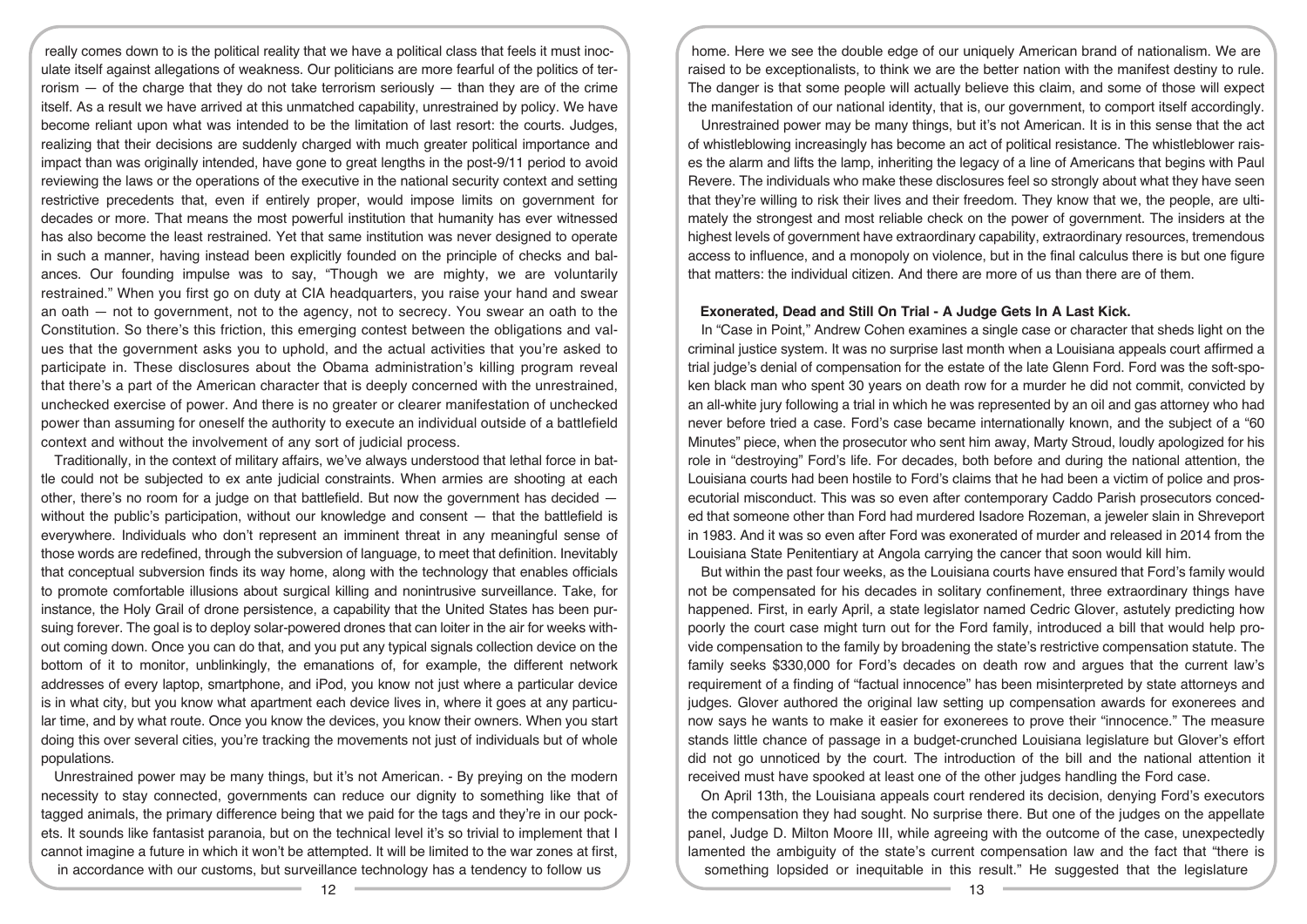really comes down to is the political reality that we have a political class that feels it must inoculate itself against allegations of weakness. Our politicians are more fearful of the politics of terrorism — of the charge that they do not take terrorism seriously — than they are of the crime itself. As a result we have arrived at this unmatched capability, unrestrained by policy. We have become reliant upon what was intended to be the limitation of last resort: the courts. Judges, realizing that their decisions are suddenly charged with much greater political importance and impact than was originally intended, have gone to great lengths in the post-9/11 period to avoid reviewing the laws or the operations of the executive in the national security context and setting restrictive precedents that, even if entirely proper, would impose limits on government for decades or more. That means the most powerful institution that humanity has ever witnessed has also become the least restrained. Yet that same institution was never designed to operate in such a manner, having instead been explicitly founded on the principle of checks and balances. Our founding impulse was to say, "Though we are mighty, we are voluntarily restrained." When you first go on duty at CIA headquarters, you raise your hand and swear an oath — not to government, not to the agency, not to secrecy. You swear an oath to the Constitution. So there's this friction, this emerging contest between the obligations and values that the government asks you to uphold, and the actual activities that you're asked to participate in. These disclosures about the Obama administration's killing program reveal that there's a part of the American character that is deeply concerned with the unrestrained, unchecked exercise of power. And there is no greater or clearer manifestation of unchecked power than assuming for oneself the authority to execute an individual outside of a battlefield context and without the involvement of any sort of judicial process.

Traditionally, in the context of military affairs, we've always understood that lethal force in battle could not be subjected to ex ante judicial constraints. When armies are shooting at each other, there's no room for a judge on that battlefield. But now the government has decided — without the public's participation, without our knowledge and consent — that the battlefield is everywhere. Individuals who don't represent an imminent threat in any meaningful sense of those words are redefined, through the subversion of language, to meet that definition. Inevitably that conceptual subversion finds its way home, along with the technology that enables officials to promote comfortable illusions about surgical killing and nonintrusive surveillance. Take, for instance, the Holy Grail of drone persistence, a capability that the United States has been pursuing forever. The goal is to deploy solar-powered drones that can loiter in the air for weeks without coming down. Once you can do that, and you put any typical signals collection device on the bottom of it to monitor, unblinkingly, the emanations of, for example, the different network addresses of every laptop, smartphone, and iPod, you know not just where a particular device is in what city, but you know what apartment each device lives in, where it goes at any particular time, and by what route. Once you know the devices, you know their owners. When you start doing this over several cities, you're tracking the movements not just of individuals but of whole populations.

Unrestrained power may be many things, but it's not American. - By preying on the modern necessity to stay connected, governments can reduce our dignity to something like that of tagged animals, the primary difference being that we paid for the tags and they're in our pockets. It sounds like fantasist paranoia, but on the technical level it's so trivial to implement that I cannot imagine a future in which it won't be attempted. It will be limited to the war zones at first, in accordance with our customs, but surveillance technology has a tendency to follow us home. Here we see the double edge of our uniquely American brand of nationalism. We are raised to be exceptionalists, to think we are the better nation with the manifest destiny to rule. The danger is that some people will actually believe this claim, and some of those will expect the manifestation of our national identity, that is, our government, to comport itself accordingly.

Unrestrained power may be many things, but it's not American. It is in this sense that the act of whistleblowing increasingly has become an act of political resistance. The whistleblower raises the alarm and lifts the lamp, inheriting the legacy of a line of Americans that begins with Paul Revere. The individuals who make these disclosures feel so strongly about what they have seen that they're willing to risk their lives and their freedom. They know that we, the people, are ultimately the strongest and most reliable check on the power of government. The insiders at the highest levels of government have extraordinary capability, extraordinary resources, tremendous access to influence, and a monopoly on violence, but in the final calculus there is but one figure that matters: the individual citizen. And there are more of us than there are of them.

**Exonerated, Dead and Still On Trial - A Judge Gets In A Last Kick.**

In "Case in Point," Andrew Cohen examines a single case or character that sheds light on the criminal justice system. It was no surprise last month when a Louisiana appeals court affirmed a trial judge's denial of compensation for the estate of the late Glenn Ford. Ford was the soft-spoken black man who spent 30 years on death row for a murder he did not commit, convicted by an all-white jury following a trial in which he was represented by an oil and gas attorney who had never before tried a case. Ford's case became internationally known, and the subject of a "60 Minutes" piece, when the prosecutor who sent him away, Marty Stroud, loudly apologized for his role in "destroying" Ford's life. For decades, both before and during the national attention, the Louisiana courts had been hostile to Ford's claims that he had been a victim of police and prosecutorial misconduct. This was so even after contemporary Caddo Parish prosecutors conceded that someone other than Ford had murdered Isadore Rozeman, a jeweler slain in Shreveport in 1983. And it was so even after Ford was exonerated of murder and released in 2014 from the Louisiana State Penitentiary at Angola carrying the cancer that soon would kill him.

But within the past four weeks, as the Louisiana courts have ensured that Ford's family would not be compensated for his decades in solitary confinement, three extraordinary things have happened. First, in early April, a state legislator named Cedric Glover, astutely predicting how poorly the court case might turn out for the Ford family, introduced a bill that would help provide compensation to the family by broadening the state's restrictive compensation statute. The family seeks $330,000 for Ford's decades on death row and argues that the current law's requirement of a finding of "factual innocence" has been misinterpreted by state attorneys and judges. Glover authored the original law setting up compensation awards for exonerees and now says he wants to make it easier for exonerees to prove their "innocence." The measure stands little chance of passage in a budget-crunched Louisiana legislature but Glover's effort did not go unnoticed by the court. The introduction of the bill and the national attention it received must have spooked at least one of the other judges handling the Ford case.

On April 13th, the Louisiana appeals court rendered its decision, denying Ford's executors the compensation they had sought. No surprise there. But one of the judges on the appellate panel, Judge D. Milton Moore III, while agreeing with the outcome of the case, unexpectedly lamented the ambiguity of the state's current compensation law and the fact that "there is something lopsided or inequitable in this result." He suggested that the legislature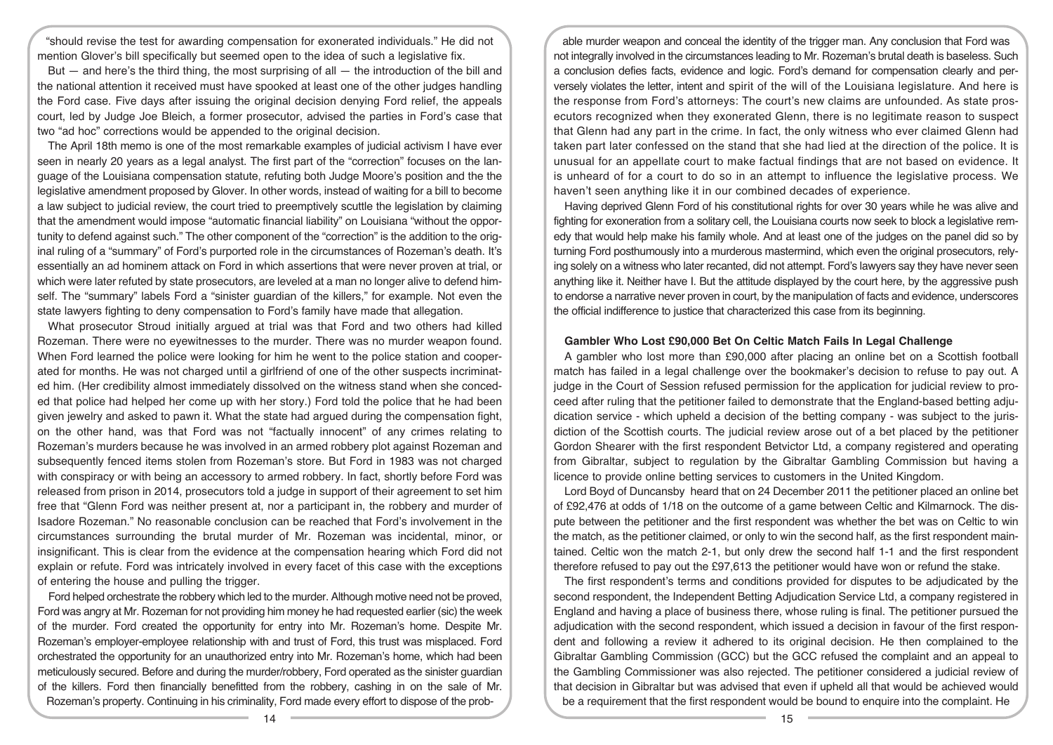"should revise the test for awarding compensation for exonerated individuals." He did not mention Glover's bill specifically but seemed open to the idea of such a legislative fix.

But — and here's the third thing, the most surprising of all — the introduction of the bill and the national attention it received must have spooked at least one of the other judges handling the Ford case. Five days after issuing the original decision denying Ford relief, the appeals court, led by Judge Joe Bleich, a former prosecutor, advised the parties in Ford's case that two "ad hoc" corrections would be appended to the original decision.

The April 18th memo is one of the most remarkable examples of judicial activism I have ever seen in nearly 20 years as a legal analyst. The first part of the "correction" focuses on the language of the Louisiana compensation statute, refuting both Judge Moore's position and the the legislative amendment proposed by Glover. In other words, instead of waiting for a bill to become a law subject to judicial review, the court tried to preemptively scuttle the legislation by claiming that the amendment would impose "automatic financial liability" on Louisiana "without the opportunity to defend against such." The other component of the "correction" is the addition to the original ruling of a "summary" of Ford's purported role in the circumstances of Rozeman's death. It's essentially an ad hominem attack on Ford in which assertions that were never proven at trial, or which were later refuted by state prosecutors, are leveled at a man no longer alive to defend himself. The "summary" labels Ford a "sinister guardian of the killers," for example. Not even the state lawyers fighting to deny compensation to Ford's family have made that allegation.

What prosecutor Stroud initially argued at trial was that Ford and two others had killed Rozeman. There were no eyewitnesses to the murder. There was no murder weapon found. When Ford learned the police were looking for him he went to the police station and cooperated for months. He was not charged until a girlfriend of one of the other suspects incriminated him. (Her credibility almost immediately dissolved on the witness stand when she conceded that police had helped her come up with her story.) Ford told the police that he had been given jewelry and asked to pawn it. What the state had argued during the compensation fight, on the other hand, was that Ford was not "factually innocent" of any crimes relating to Rozeman's murders because he was involved in an armed robbery plot against Rozeman and subsequently fenced items stolen from Rozeman's store. But Ford in 1983 was not charged with conspiracy or with being an accessory to armed robbery. In fact, shortly before Ford was released from prison in 2014, prosecutors told a judge in support of their agreement to set him free that "Glenn Ford was neither present at, nor a participant in, the robbery and murder of Isadore Rozeman." No reasonable conclusion can be reached that Ford's involvement in the circumstances surrounding the brutal murder of Mr. Rozeman was incidental, minor, or insignificant. This is clear from the evidence at the compensation hearing which Ford did not explain or refute. Ford was intricately involved in every facet of this case with the exceptions of entering the house and pulling the trigger.

Ford helped orchestrate the robbery which led to the murder. Although motive need not be proved, Ford was angry at Mr. Rozeman for not providing him money he had requested earlier (sic) the week of the murder. Ford created the opportunity for entry into Mr. Rozeman's home. Despite Mr. Rozeman's employer-employee relationship with and trust of Ford, this trust was misplaced. Ford orchestrated the opportunity for an unauthorized entry into Mr. Rozeman's home, which had been meticulously secured. Before and during the murder/robbery, Ford operated as the sinister guardian of the killers. Ford then financially benefitted from the robbery, cashing in on the sale of Mr. Rozeman's property. Continuing in his criminality, Ford made every effort to dispose of the probable murder weapon and conceal the identity of the trigger man. Any conclusion that Ford was not integrally involved in the circumstances leading to Mr. Rozeman's brutal death is baseless. Such a conclusion defies facts, evidence and logic. Ford's demand for compensation clearly and perversely violates the letter, intent and spirit of the will of the Louisiana legislature. And here is the response from Ford's attorneys: The court's new claims are unfounded. As state prosecutors recognized when they exonerated Glenn, there is no legitimate reason to suspect that Glenn had any part in the crime. In fact, the only witness who ever claimed Glenn had taken part later confessed on the stand that she had lied at the direction of the police. It is unusual for an appellate court to make factual findings that are not based on evidence. It is unheard of for a court to do so in an attempt to influence the legislative process. We haven't seen anything like it in our combined decades of experience.

Having deprived Glenn Ford of his constitutional rights for over 30 years while he was alive and fighting for exoneration from a solitary cell, the Louisiana courts now seek to block a legislative remedy that would help make his family whole. And at least one of the judges on the panel did so by turning Ford posthumously into a murderous mastermind, which even the original prosecutors, relying solely on a witness who later recanted, did not attempt. Ford's lawyers say they have never seen anything like it. Neither have I. But the attitude displayed by the court here, by the aggressive push to endorse a narrative never proven in court, by the manipulation of facts and evidence, underscores the official indifference to justice that characterized this case from its beginning.

## Gambler Who Lost £90,000 Bet On Celtic Match Fails In Legal Challenge

A gambler who lost more than £90,000 after placing an online bet on a Scottish football match has failed in a legal challenge over the bookmaker's decision to refuse to pay out. A judge in the Court of Session refused permission for the application for judicial review to proceed after ruling that the petitioner failed to demonstrate that the England-based betting adjudication service - which upheld a decision of the betting company - was subject to the jurisdiction of the Scottish courts. The judicial review arose out of a bet placed by the petitioner Gordon Shearer with the first respondent Betvictor Ltd, a company registered and operating from Gibraltar, subject to regulation by the Gibraltar Gambling Commission but having a licence to provide online betting services to customers in the United Kingdom.

Lord Boyd of Duncansby heard that on 24 December 2011 the petitioner placed an online bet of £92,476 at odds of 1/18 on the outcome of a game between Celtic and Kilmarnock. The dispute between the petitioner and the first respondent was whether the bet was on Celtic to win the match, as the petitioner claimed, or only to win the second half, as the first respondent maintained. Celtic won the match 2-1, but only drew the second half 1-1 and the first respondent therefore refused to pay out the £97,613 the petitioner would have won or refund the stake.

The first respondent's terms and conditions provided for disputes to be adjudicated by the second respondent, the Independent Betting Adjudication Service Ltd, a company registered in England and having a place of business there, whose ruling is final. The petitioner pursued the adjudication with the second respondent, which issued a decision in favour of the first respondent and following a review it adhered to its original decision. He then complained to the Gibraltar Gambling Commission (GCC) but the GCC refused the complaint and an appeal to the Gambling Commissioner was also rejected. The petitioner considered a judicial review of that decision in Gibraltar but was advised that even if upheld all that would be achieved would be a requirement that the first respondent would be bound to enquire into the complaint. He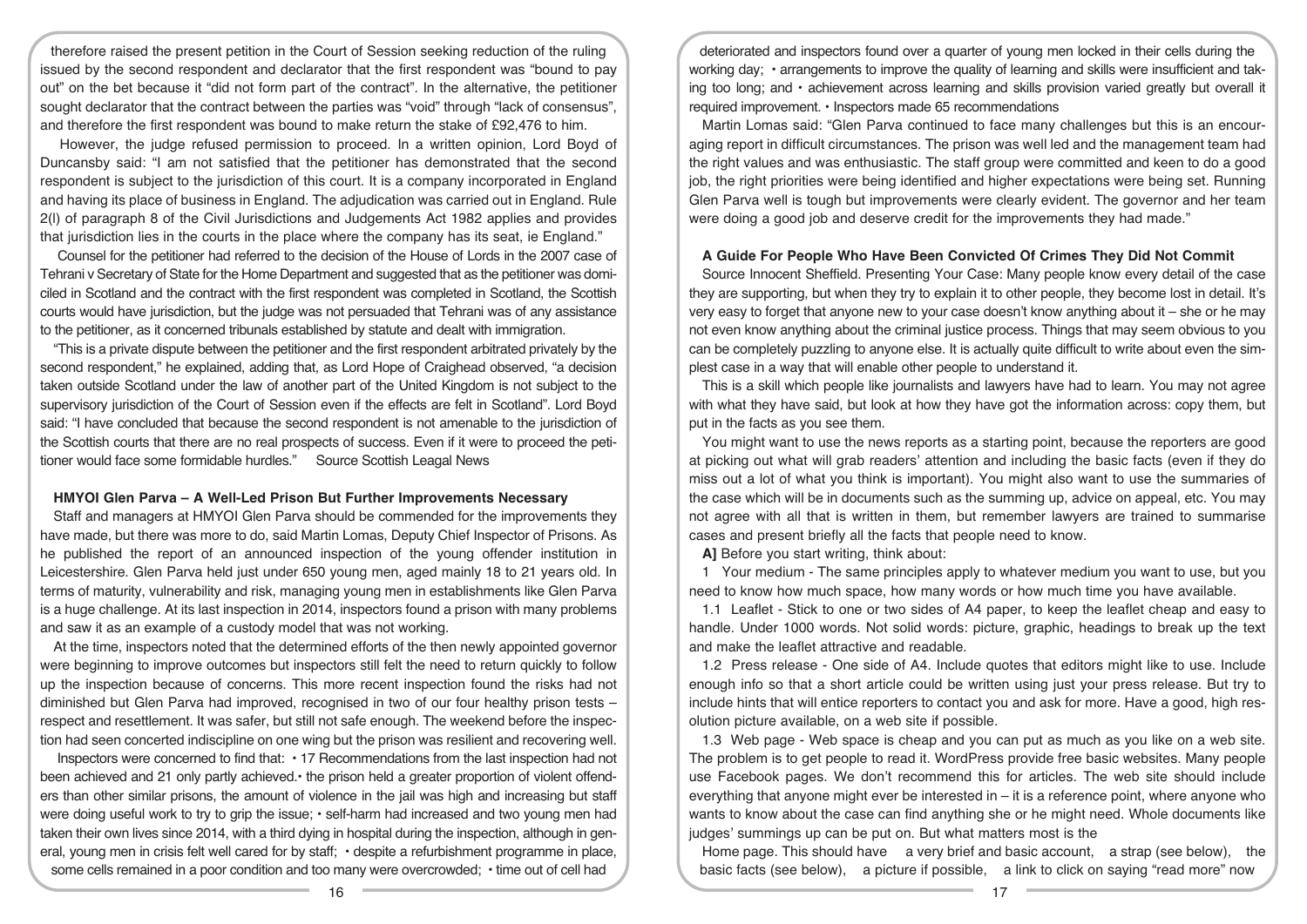therefore raised the present petition in the Court of Session seeking reduction of the ruling issued by the second respondent and declarator that the first respondent was "bound to pay out" on the bet because it "did not form part of the contract". In the alternative, the petitioner sought declarator that the contract between the parties was "void" through "lack of consensus", and therefore the first respondent was bound to make return the stake of £92,476 to him.

However, the judge refused permission to proceed. In a written opinion, Lord Boyd of Duncansby said: "I am not satisfied that the petitioner has demonstrated that the second respondent is subject to the jurisdiction of this court. It is a company incorporated in England and having its place of business in England. The adjudication was carried out in England. Rule 2(l) of paragraph 8 of the Civil Jurisdictions and Judgements Act 1982 applies and provides that jurisdiction lies in the courts in the place where the company has its seat, ie England."

Counsel for the petitioner had referred to the decision of the House of Lords in the 2007 case of Tehrani v Secretary of State for the Home Department and suggested that as the petitioner was domiciled in Scotland and the contract with the first respondent was completed in Scotland, the Scottish courts would have jurisdiction, but the judge was not persuaded that Tehrani was of any assistance to the petitioner, as it concerned tribunals established by statute and dealt with immigration.

"This is a private dispute between the petitioner and the first respondent arbitrated privately by the second respondent," he explained, adding that, as Lord Hope of Craighead observed, "a decision taken outside Scotland under the law of another part of the United Kingdom is not subject to the supervisory jurisdiction of the Court of Session even if the effects are felt in Scotland". Lord Boyd said: "I have concluded that because the second respondent is not amenable to the jurisdiction of the Scottish courts that there are no real prospects of success. Even if it were to proceed the petitioner would face some formidable hurdles." Source Scottish Leagal News

### HMYOI Glen Parva – A Well-Led Prison But Further Improvements Necessary

Staff and managers at HMYOI Glen Parva should be commended for the improvements they have made, but there was more to do, said Martin Lomas, Deputy Chief Inspector of Prisons. As he published the report of an announced inspection of the young offender institution in Leicestershire. Glen Parva held just under 650 young men, aged mainly 18 to 21 years old. In terms of maturity, vulnerability and risk, managing young men in establishments like Glen Parva is a huge challenge. At its last inspection in 2014, inspectors found a prison with many problems and saw it as an example of a custody model that was not working.

At the time, inspectors noted that the determined efforts of the then newly appointed governor were beginning to improve outcomes but inspectors still felt the need to return quickly to follow up the inspection because of concerns. This more recent inspection found the risks had not diminished but Glen Parva had improved, recognised in two of our four healthy prison tests – respect and resettlement. It was safer, but still not safe enough. The weekend before the inspection had seen concerted indiscipline on one wing but the prison was resilient and recovering well.

Inspectors were concerned to find that: • 17 Recommendations from the last inspection had not been achieved and 21 only partly achieved.• the prison held a greater proportion of violent offenders than other similar prisons, the amount of violence in the jail was high and increasing but staff were doing useful work to try to grip the issue; • self-harm had increased and two young men had taken their own lives since 2014, with a third dying in hospital during the inspection, although in general, young men in crisis felt well cared for by staff; • despite a refurbishment programme in place, some cells remained in a poor condition and too many were overcrowded; • time out of cell had deteriorated and inspectors found over a quarter of young men locked in their cells during the working day; • arrangements to improve the quality of learning and skills were insufficient and taking too long; and • achievement across learning and skills provision varied greatly but overall it required improvement. • Inspectors made 65 recommendations

Martin Lomas said: "Glen Parva continued to face many challenges but this is an encouraging report in difficult circumstances. The prison was well led and the management team had the right values and was enthusiastic. The staff group were committed and keen to do a good job, the right priorities were being identified and higher expectations were being set. Running Glen Parva well is tough but improvements were clearly evident. The governor and her team were doing a good job and deserve credit for the improvements they had made."

### A Guide For People Who Have Been Convicted Of Crimes They Did Not Commit

Source Innocent Sheffield. Presenting Your Case: Many people know every detail of the case they are supporting, but when they try to explain it to other people, they become lost in detail. It's very easy to forget that anyone new to your case doesn't know anything about it – she or he may not even know anything about the criminal justice process. Things that may seem obvious to you can be completely puzzling to anyone else. It is actually quite difficult to write about even the simplest case in a way that will enable other people to understand it.

This is a skill which people like journalists and lawyers have had to learn. You may not agree with what they have said, but look at how they have got the information across: copy them, but put in the facts as you see them.

You might want to use the news reports as a starting point, because the reporters are good at picking out what will grab readers' attention and including the basic facts (even if they do miss out a lot of what you think is important). You might also want to use the summaries of the case which will be in documents such as the summing up, advice on appeal, etc. You may not agree with all that is written in them, but remember lawyers are trained to summarise cases and present briefly all the facts that people need to know.

**A]** Before you start writing, think about:

1 Your medium - The same principles apply to whatever medium you want to use, but you need to know how much space, how many words or how much time you have available.

1.1 Leaflet - Stick to one or two sides of A4 paper, to keep the leaflet cheap and easy to handle. Under 1000 words. Not solid words: picture, graphic, headings to break up the text and make the leaflet attractive and readable.

1.2 Press release - One side of A4. Include quotes that editors might like to use. Include enough info so that a short article could be written using just your press release. But try to include hints that will entice reporters to contact you and ask for more. Have a good, high resolution picture available, on a web site if possible.

1.3 Web page - Web space is cheap and you can put as much as you like on a web site. The problem is to get people to read it. WordPress provide free basic websites. Many people use Facebook pages. We don't recommend this for articles. The web site should include everything that anyone might ever be interested in – it is a reference point, where anyone who wants to know about the case can find anything she or he might need. Whole documents like judges' summings up can be put on. But what matters most is the

Home page. This should have a very brief and basic account, a strap (see below), the basic facts (see below), a picture if possible, a link to click on saying "read more" now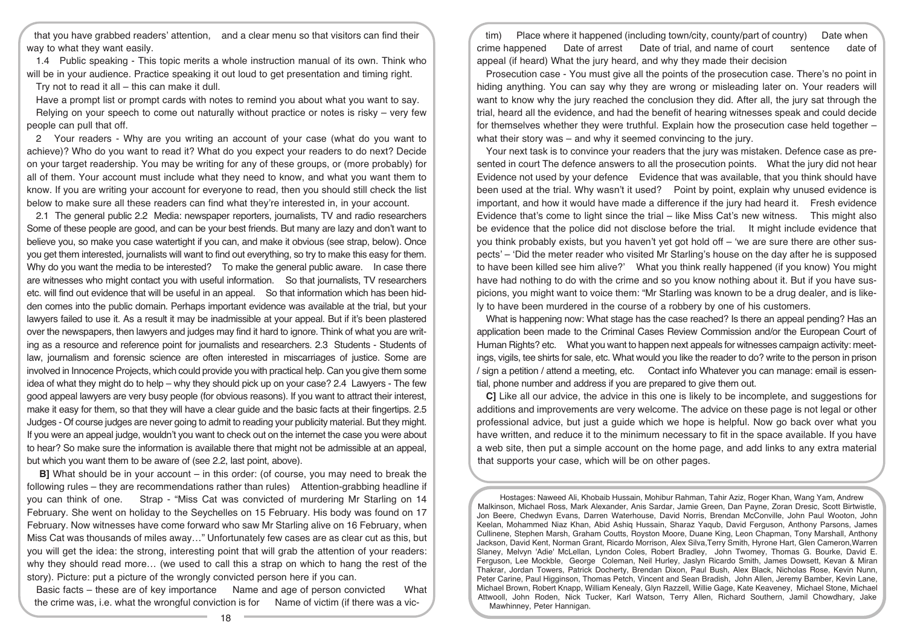that you have grabbed readers' attention, and a clear menu so that visitors can find their way to what they want easily.

1.4 Public speaking - This topic merits a whole instruction manual of its own. Think who will be in your audience. Practice speaking it out loud to get presentation and timing right.

Try not to read it all – this can make it dull.

Have a prompt list or prompt cards with notes to remind you about what you want to say.

Relying on your speech to come out naturally without practice or notes is risky – very few people can pull that off.

2 Your readers - Why are you writing an account of your case (what do you want to achieve)? Who do you want to read it? What do you expect your readers to do next? Decide on your target readership. You may be writing for any of these groups, or (more probably) for all of them. Your account must include what they need to know, and what you want them to know. If you are writing your account for everyone to read, then you should still check the list below to make sure all these readers can find what they're interested in, in your account.

2.1 The general public 2.2 Media: newspaper reporters, journalists, TV and radio researchers Some of these people are good, and can be your best friends. But many are lazy and don't want to believe you, so make you case watertight if you can, and make it obvious (see strap, below). Once you get them interested, journalists will want to find out everything, so try to make this easy for them. Why do you want the media to be interested? To make the general public aware. In case there are witnesses who might contact you with useful information. So that journalists, TV researchers etc. will find out evidence that will be useful in an appeal. So that information which has been hidden comes into the public domain. Perhaps important evidence was available at the trial, but your lawyers failed to use it. As a result it may be inadmissible at your appeal. But if it's been plastered over the newspapers, then lawyers and judges may find it hard to ignore. Think of what you are writing as a resource and reference point for journalists and researchers. 2.3 Students - Students of law, journalism and forensic science are often interested in miscarriages of justice. Some are involved in Innocence Projects, which could provide you with practical help. Can you give them some idea of what they might do to help – why they should pick up on your case? 2.4 Lawyers - The few good appeal lawyers are very busy people (for obvious reasons). If you want to attract their interest, make it easy for them, so that they will have a clear guide and the basic facts at their fingertips. 2.5 Judges - Of course judges are never going to admit to reading your publicity material. But they might. If you were an appeal judge, wouldn't you want to check out on the internet the case you were about to hear? So make sure the information is available there that might not be admissible at an appeal, but which you want them to be aware of (see 2.2, last point, above).

**B]** What should be in your account – in this order: (of course, you may need to break the following rules – they are recommendations rather than rules) Attention-grabbing headline if you can think of one. Strap - "Miss Cat was convicted of murdering Mr Starling on 14 February. She went on holiday to the Seychelles on 15 February. His body was found on 17 February. Now witnesses have come forward who saw Mr Starling alive on 16 February, when Miss Cat was thousands of miles away…" Unfortunately few cases are as clear cut as this, but you will get the idea: the strong, interesting point that will grab the attention of your readers: why they should read more… (we used to call this a strap on which to hang the rest of the story). Picture: put a picture of the wrongly convicted person here if you can.

Basic facts – these are of key importance Name and age of person convicted What the crime was, i.e. what the wrongful conviction is for Name of victim (if there was a victim) Place where it happened (including town/city, county/part of country) Date when crime happened Date of arrest Date of trial, and name of court sentence date of appeal (if heard) What the jury heard, and why they made their decision

Prosecution case - You must give all the points of the prosecution case. There's no point in hiding anything. You can say why they are wrong or misleading later on. Your readers will want to know why the jury reached the conclusion they did. After all, the jury sat through the trial, heard all the evidence, and had the benefit of hearing witnesses speak and could decide for themselves whether they were truthful. Explain how the prosecution case held together – what their story was – and why it seemed convincing to the jury.

Your next task is to convince your readers that the jury was mistaken. Defence case as presented in court The defence answers to all the prosecution points. What the jury did not hear Evidence not used by your defence Evidence that was available, that you think should have been used at the trial. Why wasn't it used? Point by point, explain why unused evidence is important, and how it would have made a difference if the jury had heard it. Fresh evidence Evidence that's come to light since the trial – like Miss Cat's new witness. This might also be evidence that the police did not disclose before the trial. It might include evidence that you think probably exists, but you haven't yet got hold off – 'we are sure there are other suspects' – 'Did the meter reader who visited Mr Starling's house on the day after he is supposed to have been killed see him alive?' What you think really happened (if you know) You might have had nothing to do with the crime and so you know nothing about it. But if you have suspicions, you might want to voice them: "Mr Starling was known to be a drug dealer, and is likely to have been murdered in the course of a robbery by one of his customers.

What is happening now: What stage has the case reached? Is there an appeal pending? Has an application been made to the Criminal Cases Review Commission and/or the European Court of Human Rights? etc. What you want to happen next appeals for witnesses campaign activity: meetings, vigils, tee shirts for sale, etc. What would you like the reader to do? write to the person in prison / sign a petition / attend a meeting, etc. Contact info Whatever you can manage: email is essential, phone number and address if you are prepared to give them out.

**C]** Like all our advice, the advice in this one is likely to be incomplete, and suggestions for additions and improvements are very welcome. The advice on these page is not legal or other professional advice, but just a guide which we hope is helpful. Now go back over what you have written, and reduce it to the minimum necessary to fit in the space available. If you have a web site, then put a simple account on the home page, and add links to any extra material that supports your case, which will be on other pages.

Hostages: Naweed Ali, Khobaib Hussain, Mohibur Rahman, Tahir Aziz, Roger Khan, Wang Yam, Andrew Malkinson, Michael Ross, Mark Alexander, Anis Sardar, Jamie Green, Dan Payne, Zoran Dresic, Scott Birtwistle, Jon Beere, Chedwyn Evans, Darren Waterhouse, David Norris, Brendan McConville, John Paul Wooton, John Keelan, Mohammed Niaz Khan, Abid Ashiq Hussain, Sharaz Yaqub, David Ferguson, Anthony Parsons, James Cullinene, Stephen Marsh, Graham Coutts, Royston Moore, Duane King, Leon Chapman, Tony Marshall, Anthony Jackson, David Kent, Norman Grant, Ricardo Morrison, Alex Silva,Terry Smith, Hyrone Hart, Glen Cameron,Warren Slaney, Melvyn 'Adie' McLellan, Lyndon Coles, Robert Bradley, John Twomey, Thomas G. Bourke, David E. Ferguson, Lee Mockble, George Coleman, Neil Hurley, Jaslyn Ricardo Smith, James Dowsett, Kevan & Miran Thakrar, Jordan Towers, Patrick Docherty, Brendan Dixon, Paul Bush, Alex Black, Nicholas Rose, Kevin Nunn, Peter Carine, Paul Higginson, Thomas Petch, Vincent and Sean Bradish, John Allen, Jeremy Bamber, Kevin Lane, Michael Brown, Robert Knapp, William Kenealy, Glyn Razzell, Willie Gage, Kate Keaveney, Michael Stone, Michael Attwooll, John Roden, Nick Tucker, Karl Watson, Terry Allen, Richard Southern, Jamil Chowdhary, Jake Mawhinney, Peter Hannigan.